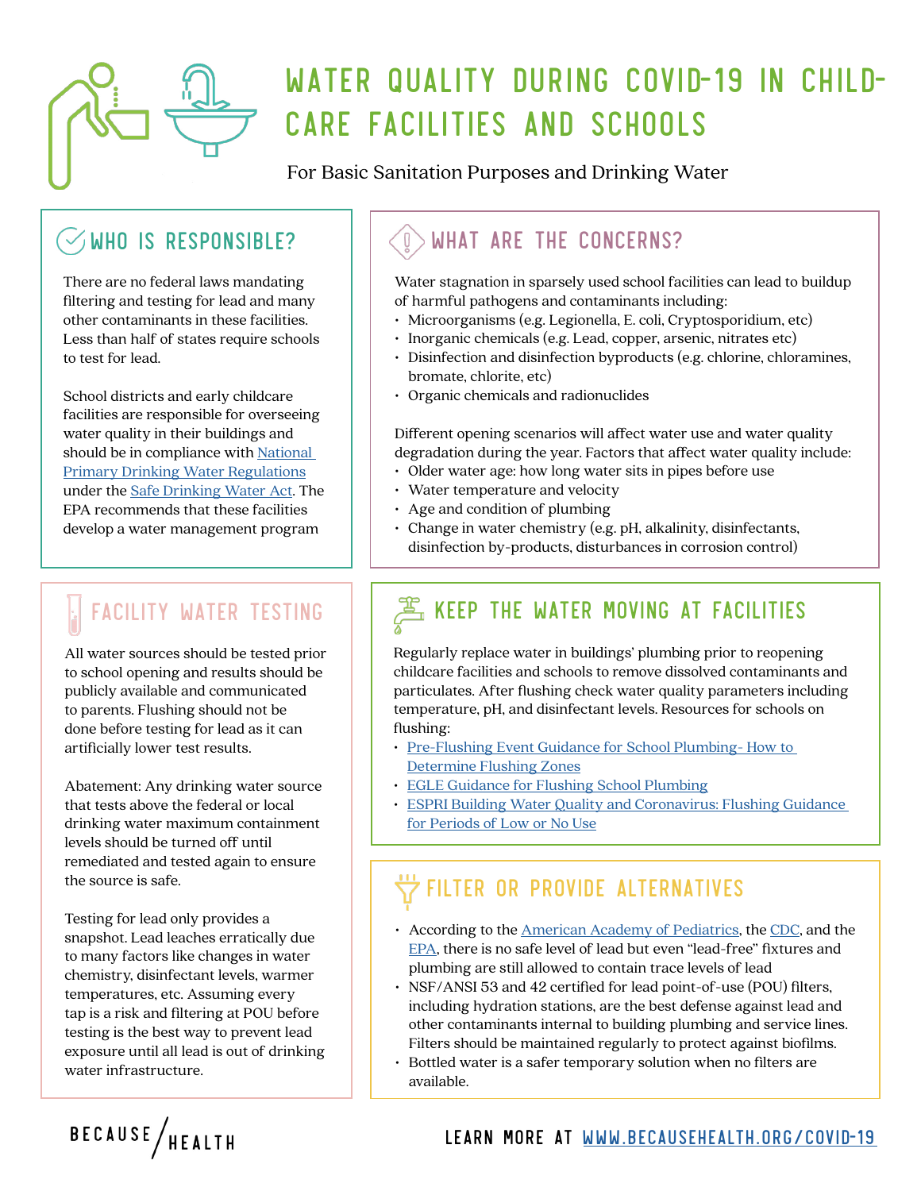# WATER QUALITY DURING COVID-19 IN CHILD-CARE FACILITIES AND SCHOOLS

For Basic Sanitation Purposes and Drinking Water

## WHO IS RESPONSIBLE?

There are no federal laws mandating filtering and testing for lead and many other contaminants in these facilities. Less than half of states require schools to test for lead.

School districts and early childcare facilities are responsible for overseeing water quality in their buildings and should be in compliance with National Primary Drinking Water Regulations under the Safe Drinking Water Act. The EPA recommends that these facilities develop a water management program

## WHAT ARE THE CONCERNS?

Water stagnation in sparsely used school facilities can lead to buildup of harmful pathogens and contaminants including:

- Microorganisms (e.g. Legionella, E. coli, Cryptosporidium, etc)
- Inorganic chemicals (e.g. Lead, copper, arsenic, nitrates etc)
- Disinfection and disinfection byproducts (e.g. chlorine, chloramines, bromate, chlorite, etc)
- Organic chemicals and radionuclides

Different opening scenarios will affect water use and water quality degradation during the year. Factors that affect water quality include:

- Older water age: how long water sits in pipes before use
- Water temperature and velocity
- Age and condition of plumbing
- Change in water chemistry (e.g. pH, alkalinity, disinfectants, disinfection by-products, disturbances in corrosion control)

## FACILITY WATER TESTING

All water sources should be tested prior to school opening and results should be publicly available and communicated to parents. Flushing should not be done before testing for lead as it can artificially lower test results.

Abatement: Any drinking water source that tests above the federal or local drinking water maximum containment levels should be turned off until remediated and tested again to ensure the source is safe.

Testing for lead only provides a snapshot. Lead leaches erratically due to many factors like changes in water chemistry, disinfectant levels, warmer temperatures, etc. Assuming every tap is a risk and filtering at POU before testing is the best way to prevent lead exposure until all lead is out of drinking water infrastructure.

## KEEP THE WATER MOVING AT FACILITIES

Regularly replace water in buildings' plumbing prior to reopening childcare facilities and schools to remove dissolved contaminants and particulates. After flushing check water quality parameters including temperature, pH, and disinfectant levels. Resources for schools on flushing:

- Pre-Flushing Event Guidance for School Plumbing- How to Determine Flushing Zones
- EGLE Guidance for Flushing School Plumbing
- ESPRI Building Water Quality and Coronavirus: Flushing Guidance for Periods of Low or No Use

## FILTER OR PROVIDE ALTERNATIVES

- According to the American Academy of Pediatrics, the CDC, and the EPA, there is no safe level of lead but even "lead-free" fixtures and plumbing are still allowed to contain trace levels of lead
- NSF/ANSI 53 and 42 certified for lead point-of-use (POU) filters, including hydration stations, are the best defense against lead and other contaminants internal to building plumbing and service lines. Filters should be maintained regularly to protect against biofilms.
- Bottled water is a safer temporary solution when no filters are available.

BECAUSE/HEALTH

LEARN MORE AT WWW.BECAUSEHEALTH.ORG/COVID-19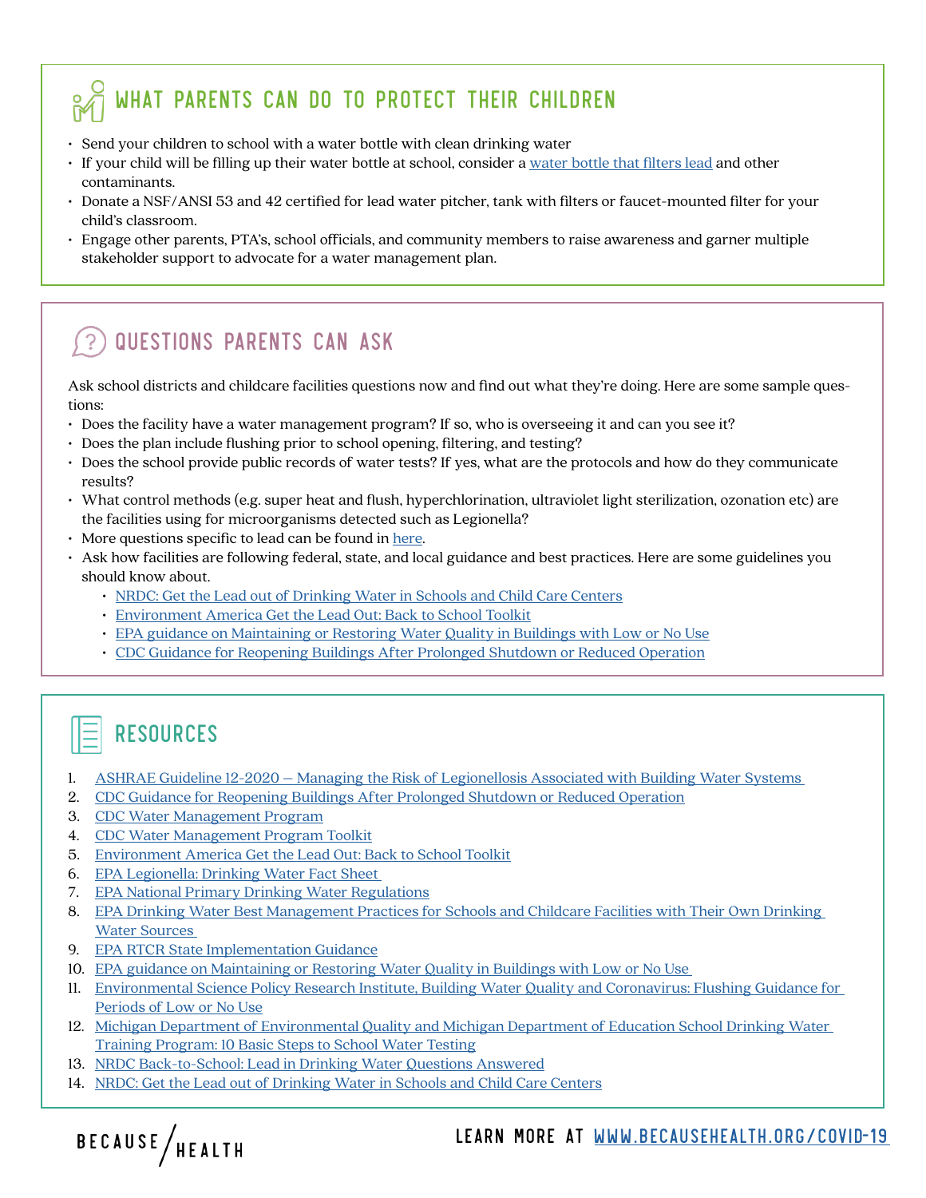## WHAT PARENTS CAN DO TO PROTECT THEIR CHILDREN

- Send your children to school with a water bottle with clean drinking water
- If your child will be filling up their water bottle at school, consider a water bottle that filters lead and other contaminants.
- Donate a NSF/ANSI 53 and 42 certified for lead water pitcher, tank with filters or faucet-mounted filter for your child's classroom.
- Engage other parents, PTA's, school officials, and community members to raise awareness and garner multiple stakeholder support to advocate for a water management plan.

## QUESTIONS PARENTS CAN ASK

Ask school districts and childcare facilities questions now and find out what they're doing. Here are some sample questions:

- Does the facility have a water management program? If so, who is overseeing it and can you see it?
- Does the plan include flushing prior to school opening, filtering, and testing?
- Does the school provide public records of water tests? If yes, what are the protocols and how do they communicate results?
- What control methods (e.g. super heat and flush, hyperchlorination, ultraviolet light sterilization, ozonation etc) are the facilities using for microorganisms detected such as Legionella?
- More questions specific to lead can be found in here.
- Ask how facilities are following federal, state, and local guidance and best practices. Here are some guidelines you should know about.
  - NRDC: Get the Lead out of Drinking Water in Schools and Child Care Centers
  - Environment America Get the Lead Out: Back to School Toolkit
  - EPA guidance on Maintaining or Restoring Water Quality in Buildings with Low or No Use
  - CDC Guidance for Reopening Buildings After Prolonged Shutdown or Reduced Operation

## RESOURCES

1. ASHRAE Guideline 12-2020 — Managing the Risk of Legionellosis Associated with Building Water Systems
2. CDC Guidance for Reopening Buildings After Prolonged Shutdown or Reduced Operation
3. CDC Water Management Program
4. CDC Water Management Program Toolkit
5. Environment America Get the Lead Out: Back to School Toolkit
6. EPA Legionella: Drinking Water Fact Sheet
7. EPA National Primary Drinking Water Regulations
8. EPA Drinking Water Best Management Practices for Schools and Childcare Facilities with Their Own Drinking Water Sources
9. EPA RTCR State Implementation Guidance
10. EPA guidance on Maintaining or Restoring Water Quality in Buildings with Low or No Use
11. Environmental Science Policy Research Institute, Building Water Quality and Coronavirus: Flushing Guidance for Periods of Low or No Use
12. Michigan Department of Environmental Quality and Michigan Department of Education School Drinking Water Training Program: 10 Basic Steps to School Water Testing
13. NRDC Back-to-School: Lead in Drinking Water Questions Answered
14. NRDC: Get the Lead out of Drinking Water in Schools and Child Care Centers

BECAUSE / HEALTH

LEARN MORE AT WWW.BECAUSEHEALTH.ORG/COVID-19